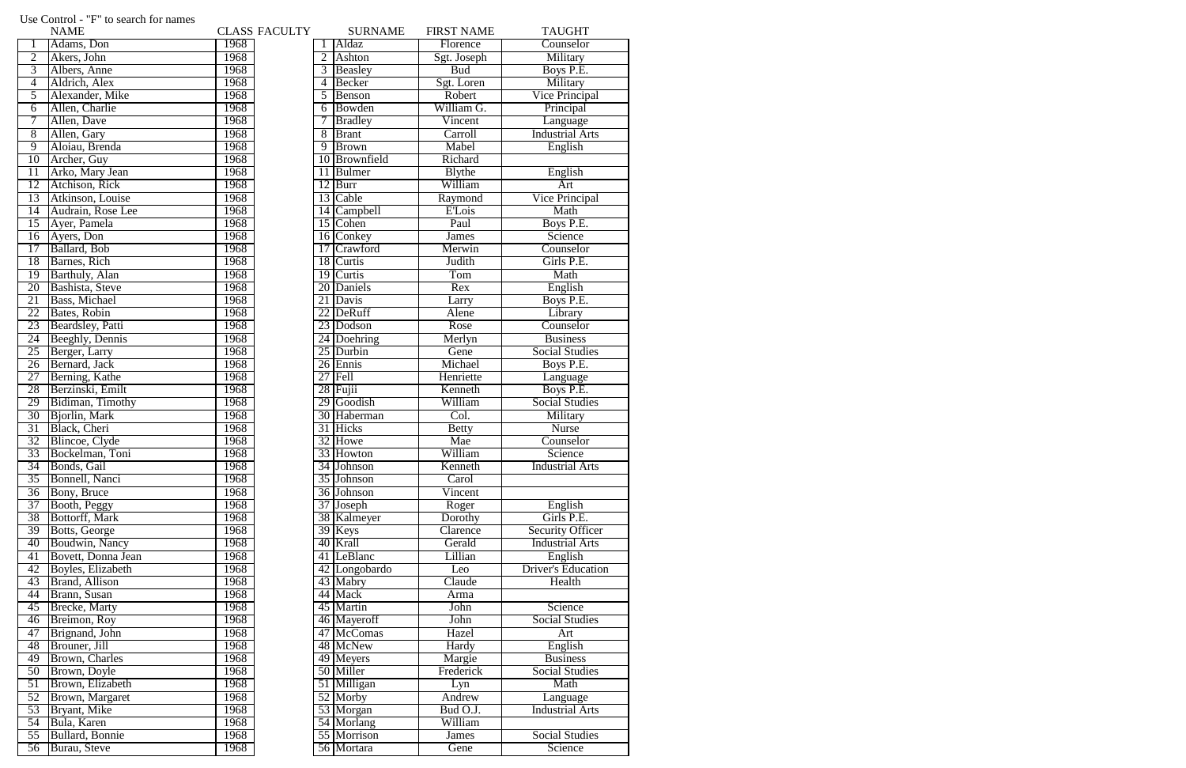Use Control - "F" to search for names

| | NAME | CLASS |
|---|---|---|
| 1 | Adams, Don | 1968 |
| 2 | Akers, John | 1968 |
| 3 | Albers, Anne | 1968 |
| 4 | Aldrich, Alex | 1968 |
| 5 | Alexander, Mike | 1968 |
| 6 | Allen, Charlie | 1968 |
| 7 | Allen, Dave | 1968 |
| 8 | Allen, Gary | 1968 |
| 9 | Aloiau, Brenda | 1968 |
| 10 | Archer, Guy | 1968 |
| 11 | Arko, Mary Jean | 1968 |
| 12 | Atchison, Rick | 1968 |
| 13 | Atkinson, Louise | 1968 |
| 14 | Audrain, Rose Lee | 1968 |
| 15 | Ayer, Pamela | 1968 |
| 16 | Ayers, Don | 1968 |
| 17 | Ballard, Bob | 1968 |
| 18 | Barnes, Rich | 1968 |
| 19 | Barthuly, Alan | 1968 |
| 20 | Bashista, Steve | 1968 |
| 21 | Bass, Michael | 1968 |
| 22 | Bates, Robin | 1968 |
| 23 | Beardsley, Patti | 1968 |
| 24 | Beeghly, Dennis | 1968 |
| 25 | Berger, Larry | 1968 |
| 26 | Bernard, Jack | 1968 |
| 27 | Berning, Kathe | 1968 |
| 28 | Berzinski, Emilt | 1968 |
| 29 | Bidiman, Timothy | 1968 |
| 30 | Bjorlin, Mark | 1968 |
| 31 | Black, Cheri | 1968 |
| 32 | Blincoe, Clyde | 1968 |
| 33 | Bockelman, Toni | 1968 |
| 34 | Bonds, Gail | 1968 |
| 35 | Bonnell, Nanci | 1968 |
| 36 | Bony, Bruce | 1968 |
| 37 | Booth, Peggy | 1968 |
| 38 | Bottorff, Mark | 1968 |
| 39 | Botts, George | 1968 |
| 40 | Boudwin, Nancy | 1968 |
| 41 | Bovett, Donna Jean | 1968 |
| 42 | Boyles, Elizabeth | 1968 |
| 43 | Brand, Allison | 1968 |
| 44 | Brann, Susan | 1968 |
| 45 | Brecke, Marty | 1968 |
| 46 | Breimon, Roy | 1968 |
| 47 | Brignand, John | 1968 |
| 48 | Brouner, Jill | 1968 |
| 49 | Brown, Charles | 1968 |
| 50 | Brown, Doyle | 1968 |
| 51 | Brown, Elizabeth | 1968 |
| 52 | Brown, Margaret | 1968 |
| 53 | Bryant, Mike | 1968 |
| 54 | Bula, Karen | 1968 |
| 55 | Bullard, Bonnie | 1968 |
| 56 | Burau, Steve | 1968 |

FACULTY

| | SURNAME | FIRST NAME | TAUGHT |
|---|---|---|---|
| 1 | Aldaz | Florence | Counselor |
| 2 | Ashton | Sgt. Joseph | Military |
| 3 | Beasley | Bud | Boys P.E. |
| 4 | Becker | Sgt. Loren | Military |
| 5 | Benson | Robert | Vice Principal |
| 6 | Bowden | William G. | Principal |
| 7 | Bradley | Vincent | Language |
| 8 | Brant | Carroll | Industrial Arts |
| 9 | Brown | Mabel | English |
| 10 | Brownfield | Richard | |
| 11 | Bulmer | Blythe | English |
| 12 | Burr | William | Art |
| 13 | Cable | Raymond | Vice Principal |
| 14 | Campbell | E'Lois | Math |
| 15 | Cohen | Paul | Boys P.E. |
| 16 | Conkey | James | Science |
| 17 | Crawford | Merwin | Counselor |
| 18 | Curtis | Judith | Girls P.E. |
| 19 | Curtis | Tom | Math |
| 20 | Daniels | Rex | English |
| 21 | Davis | Larry | Boys P.E. |
| 22 | DeRuff | Alene | Library |
| 23 | Dodson | Rose | Counselor |
| 24 | Doehring | Merlyn | Business |
| 25 | Durbin | Gene | Social Studies |
| 26 | Ennis | Michael | Boys P.E. |
| 27 | Fell | Henriette | Language |
| 28 | Fujii | Kenneth | Boys P.E. |
| 29 | Goodish | William | Social Studies |
| 30 | Haberman | Col. | Military |
| 31 | Hicks | Betty | Nurse |
| 32 | Howe | Mae | Counselor |
| 33 | Howton | William | Science |
| 34 | Johnson | Kenneth | Industrial Arts |
| 35 | Johnson | Carol | |
| 36 | Johnson | Vincent | |
| 37 | Joseph | Roger | English |
| 38 | Kalmeyer | Dorothy | Girls P.E. |
| 39 | Keys | Clarence | Security Officer |
| 40 | Krall | Gerald | Industrial Arts |
| 41 | LeBlanc | Lillian | English |
| 42 | Longobardo | Leo | Driver's Education |
| 43 | Mabry | Claude | Health |
| 44 | Mack | Arma | |
| 45 | Martin | John | Science |
| 46 | Mayeroff | John | Social Studies |
| 47 | McComas | Hazel | Art |
| 48 | McNew | Hardy | English |
| 49 | Meyers | Margie | Business |
| 50 | Miller | Frederick | Social Studies |
| 51 | Milligan | Lyn | Math |
| 52 | Morby | Andrew | Language |
| 53 | Morgan | Bud O.J. | Industrial Arts |
| 54 | Morlang | William | |
| 55 | Morrison | James | Social Studies |
| 56 | Mortara | Gene | Science |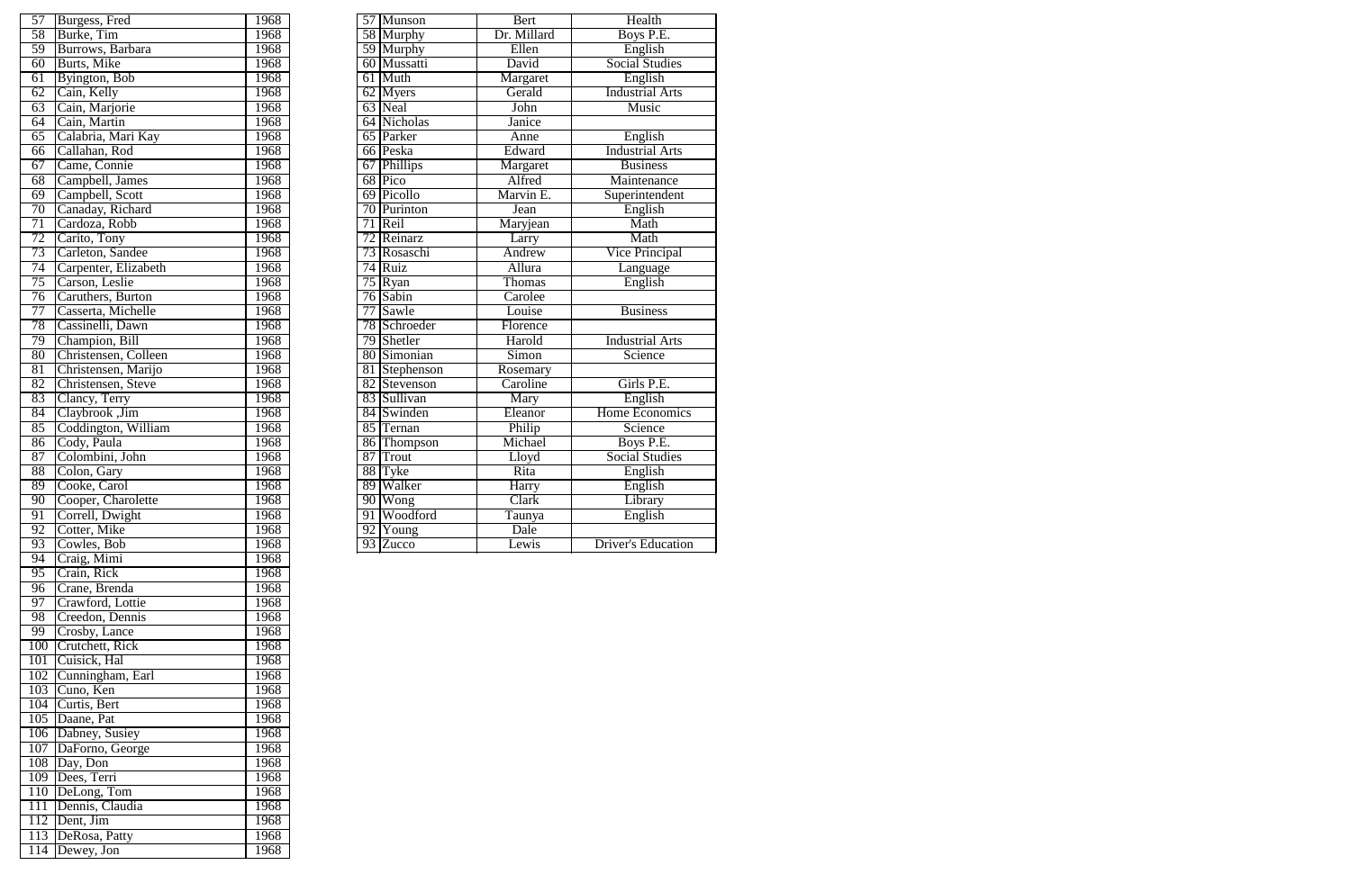| | | |
|---|---|---|
| 57 | Burgess, Fred | 1968 |
| 58 | Burke, Tim | 1968 |
| 59 | Burrows, Barbara | 1968 |
| 60 | Burts, Mike | 1968 |
| 61 | Byington, Bob | 1968 |
| 62 | Cain, Kelly | 1968 |
| 63 | Cain, Marjorie | 1968 |
| 64 | Cain, Martin | 1968 |
| 65 | Calabria, Mari Kay | 1968 |
| 66 | Callahan, Rod | 1968 |
| 67 | Came, Connie | 1968 |
| 68 | Campbell, James | 1968 |
| 69 | Campbell, Scott | 1968 |
| 70 | Canaday, Richard | 1968 |
| 71 | Cardoza, Robb | 1968 |
| 72 | Carito, Tony | 1968 |
| 73 | Carleton, Sandee | 1968 |
| 74 | Carpenter, Elizabeth | 1968 |
| 75 | Carson, Leslie | 1968 |
| 76 | Caruthers, Burton | 1968 |
| 77 | Casserta, Michelle | 1968 |
| 78 | Cassinelli, Dawn | 1968 |
| 79 | Champion, Bill | 1968 |
| 80 | Christensen, Colleen | 1968 |
| 81 | Christensen, Marijo | 1968 |
| 82 | Christensen, Steve | 1968 |
| 83 | Clancy, Terry | 1968 |
| 84 | Claybrook ,Jim | 1968 |
| 85 | Coddington, William | 1968 |
| 86 | Cody, Paula | 1968 |
| 87 | Colombini, John | 1968 |
| 88 | Colon, Gary | 1968 |
| 89 | Cooke, Carol | 1968 |
| 90 | Cooper, Charolette | 1968 |
| 91 | Correll, Dwight | 1968 |
| 92 | Cotter, Mike | 1968 |
| 93 | Cowles, Bob | 1968 |
| 94 | Craig, Mimi | 1968 |
| 95 | Crain, Rick | 1968 |
| 96 | Crane, Brenda | 1968 |
| 97 | Crawford, Lottie | 1968 |
| 98 | Creedon, Dennis | 1968 |
| 99 | Crosby, Lance | 1968 |
| 100 | Crutchett, Rick | 1968 |
| 101 | Cuisick, Hal | 1968 |
| 102 | Cunningham, Earl | 1968 |
| 103 | Cuno, Ken | 1968 |
| 104 | Curtis, Bert | 1968 |
| 105 | Daane, Pat | 1968 |
| 106 | Dabney, Susiey | 1968 |
| 107 | DaForno, George | 1968 |
| 108 | Day, Don | 1968 |
| 109 | Dees, Terri | 1968 |
| 110 | DeLong, Tom | 1968 |
| 111 | Dennis, Claudia | 1968 |
| 112 | Dent, Jim | 1968 |
| 113 | DeRosa, Patty | 1968 |
| 114 | Dewey, Jon | 1968 |

| | | | |
|---|---|---|---|
| 57 | Munson | Bert | Health |
| 58 | Murphy | Dr. Millard | Boys P.E. |
| 59 | Murphy | Ellen | English |
| 60 | Mussatti | David | Social Studies |
| 61 | Muth | Margaret | English |
| 62 | Myers | Gerald | Industrial Arts |
| 63 | Neal | John | Music |
| 64 | Nicholas | Janice | |
| 65 | Parker | Anne | English |
| 66 | Peska | Edward | Industrial Arts |
| 67 | Phillips | Margaret | Business |
| 68 | Pico | Alfred | Maintenance |
| 69 | Picollo | Marvin E. | Superintendent |
| 70 | Purinton | Jean | English |
| 71 | Reil | Maryjean | Math |
| 72 | Reinarz | Larry | Math |
| 73 | Rosaschi | Andrew | Vice Principal |
| 74 | Ruiz | Allura | Language |
| 75 | Ryan | Thomas | English |
| 76 | Sabin | Carolee | |
| 77 | Sawle | Louise | Business |
| 78 | Schroeder | Florence | |
| 79 | Shetler | Harold | Industrial Arts |
| 80 | Simonian | Simon | Science |
| 81 | Stephenson | Rosemary | |
| 82 | Stevenson | Caroline | Girls P.E. |
| 83 | Sullivan | Mary | English |
| 84 | Swinden | Eleanor | Home Economics |
| 85 | Ternan | Philip | Science |
| 86 | Thompson | Michael | Boys P.E. |
| 87 | Trout | Lloyd | Social Studies |
| 88 | Tyke | Rita | English |
| 89 | Walker | Harry | English |
| 90 | Wong | Clark | Library |
| 91 | Woodford | Taunya | English |
| 92 | Young | Dale | |
| 93 | Zucco | Lewis | Driver's Education |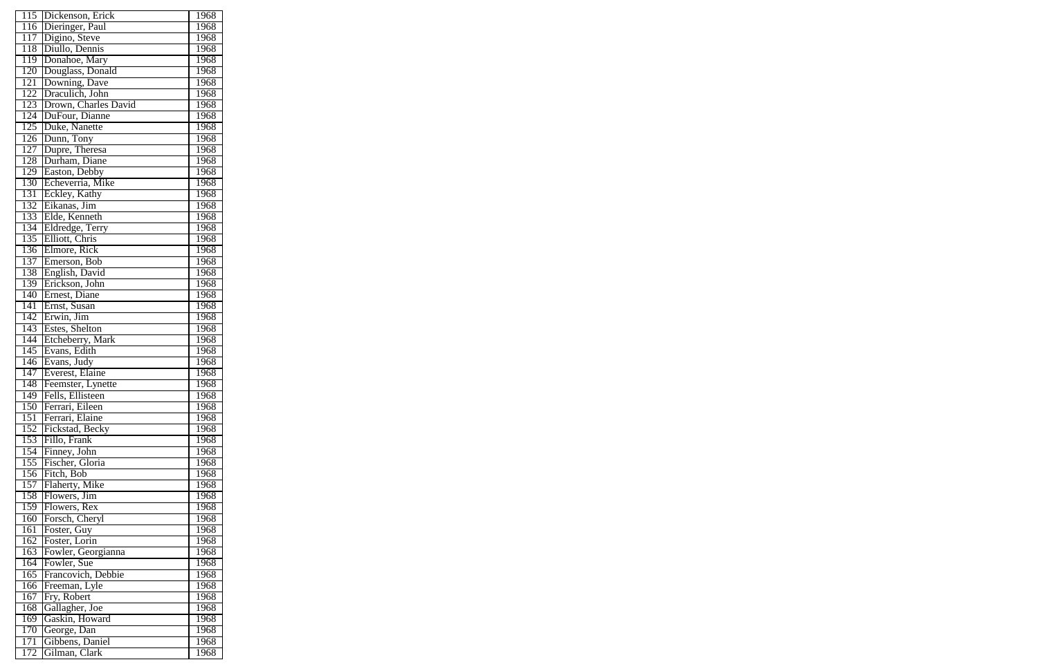| 115 | Dickenson, Erick | 1968 |
|---|---|---|
| 116 | Dieringer, Paul | 1968 |
| 117 | Digino, Steve | 1968 |
| 118 | Diullo, Dennis | 1968 |
| 119 | Donahoe, Mary | 1968 |
| 120 | Douglass, Donald | 1968 |
| 121 | Downing, Dave | 1968 |
| 122 | Draculich, John | 1968 |
| 123 | Drown, Charles David | 1968 |
| 124 | DuFour, Dianne | 1968 |
| 125 | Duke, Nanette | 1968 |
| 126 | Dunn, Tony | 1968 |
| 127 | Dupre, Theresa | 1968 |
| 128 | Durham, Diane | 1968 |
| 129 | Easton, Debby | 1968 |
| 130 | Echeverria, Mike | 1968 |
| 131 | Eckley, Kathy | 1968 |
| 132 | Eikanas, Jim | 1968 |
| 133 | Elde, Kenneth | 1968 |
| 134 | Eldredge, Terry | 1968 |
| 135 | Elliott, Chris | 1968 |
| 136 | Elmore, Rick | 1968 |
| 137 | Emerson, Bob | 1968 |
| 138 | English, David | 1968 |
| 139 | Erickson, John | 1968 |
| 140 | Ernest, Diane | 1968 |
| 141 | Ernst, Susan | 1968 |
| 142 | Erwin, Jim | 1968 |
| 143 | Estes, Shelton | 1968 |
| 144 | Etcheberry, Mark | 1968 |
| 145 | Evans, Edith | 1968 |
| 146 | Evans, Judy | 1968 |
| 147 | Everest, Elaine | 1968 |
| 148 | Feemster, Lynette | 1968 |
| 149 | Fells, Ellisteen | 1968 |
| 150 | Ferrari, Eileen | 1968 |
| 151 | Ferrari, Elaine | 1968 |
| 152 | Fickstad, Becky | 1968 |
| 153 | Fillo, Frank | 1968 |
| 154 | Finney, John | 1968 |
| 155 | Fischer, Gloria | 1968 |
| 156 | Fitch, Bob | 1968 |
| 157 | Flaherty, Mike | 1968 |
| 158 | Flowers, Jim | 1968 |
| 159 | Flowers, Rex | 1968 |
| 160 | Forsch, Cheryl | 1968 |
| 161 | Foster, Guy | 1968 |
| 162 | Foster, Lorin | 1968 |
| 163 | Fowler, Georgianna | 1968 |
| 164 | Fowler, Sue | 1968 |
| 165 | Francovich, Debbie | 1968 |
| 166 | Freeman, Lyle | 1968 |
| 167 | Fry, Robert | 1968 |
| 168 | Gallagher, Joe | 1968 |
| 169 | Gaskin, Howard | 1968 |
| 170 | George, Dan | 1968 |
| 171 | Gibbens, Daniel | 1968 |
| 172 | Gilman, Clark | 1968 |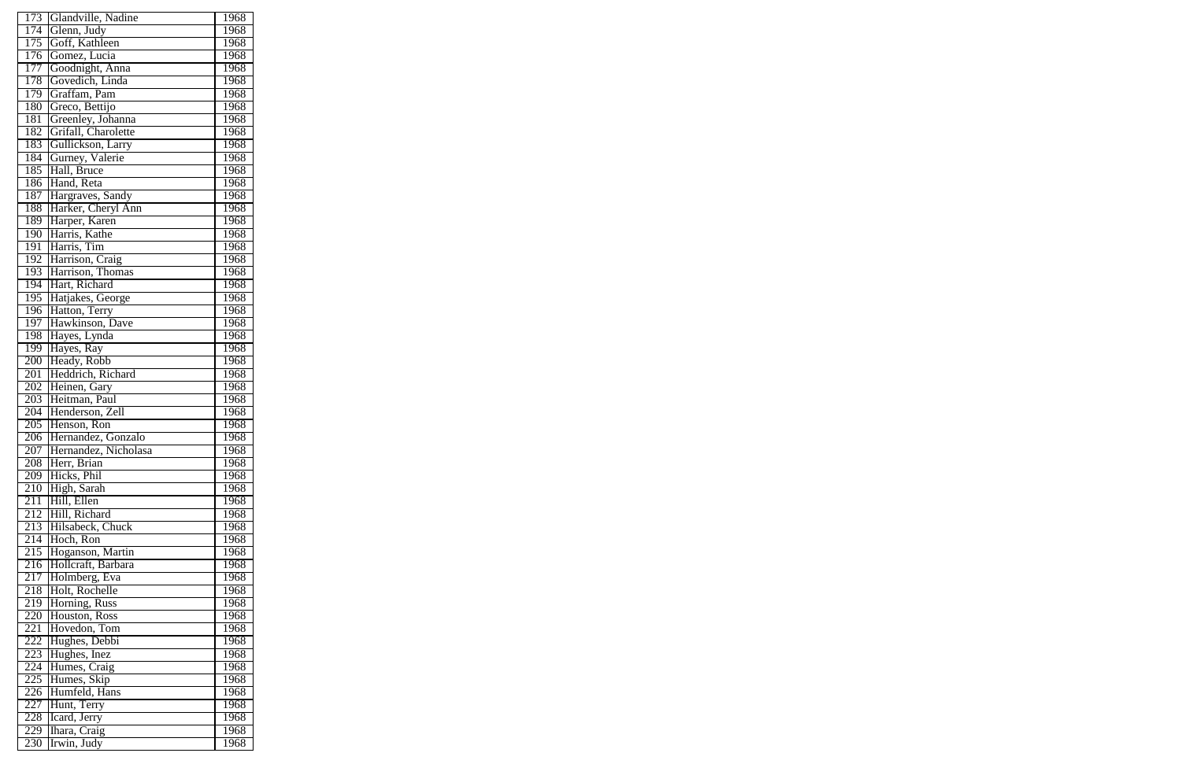| | | |
|---|---|---|
| 173 | Glandville, Nadine | 1968 |
| 174 | Glenn, Judy | 1968 |
| 175 | Goff, Kathleen | 1968 |
| 176 | Gomez, Lucia | 1968 |
| 177 | Goodnight, Anna | 1968 |
| 178 | Govedich, Linda | 1968 |
| 179 | Graffam, Pam | 1968 |
| 180 | Greco, Bettijo | 1968 |
| 181 | Greenley, Johanna | 1968 |
| 182 | Grifall, Charolette | 1968 |
| 183 | Gullickson, Larry | 1968 |
| 184 | Gurney, Valerie | 1968 |
| 185 | Hall, Bruce | 1968 |
| 186 | Hand, Reta | 1968 |
| 187 | Hargraves, Sandy | 1968 |
| 188 | Harker, Cheryl Ann | 1968 |
| 189 | Harper, Karen | 1968 |
| 190 | Harris, Kathe | 1968 |
| 191 | Harris, Tim | 1968 |
| 192 | Harrison, Craig | 1968 |
| 193 | Harrison, Thomas | 1968 |
| 194 | Hart, Richard | 1968 |
| 195 | Hatjakes, George | 1968 |
| 196 | Hatton, Terry | 1968 |
| 197 | Hawkinson, Dave | 1968 |
| 198 | Hayes, Lynda | 1968 |
| 199 | Hayes, Ray | 1968 |
| 200 | Heady, Robb | 1968 |
| 201 | Heddrich, Richard | 1968 |
| 202 | Heinen, Gary | 1968 |
| 203 | Heitman, Paul | 1968 |
| 204 | Henderson, Zell | 1968 |
| 205 | Henson, Ron | 1968 |
| 206 | Hernandez, Gonzalo | 1968 |
| 207 | Hernandez, Nicholasa | 1968 |
| 208 | Herr, Brian | 1968 |
| 209 | Hicks, Phil | 1968 |
| 210 | High, Sarah | 1968 |
| 211 | Hill, Ellen | 1968 |
| 212 | Hill, Richard | 1968 |
| 213 | Hilsabeck, Chuck | 1968 |
| 214 | Hoch, Ron | 1968 |
| 215 | Hoganson, Martin | 1968 |
| 216 | Hollcraft, Barbara | 1968 |
| 217 | Holmberg, Eva | 1968 |
| 218 | Holt, Rochelle | 1968 |
| 219 | Horning, Russ | 1968 |
| 220 | Houston, Ross | 1968 |
| 221 | Hovedon, Tom | 1968 |
| 222 | Hughes, Debbi | 1968 |
| 223 | Hughes, Inez | 1968 |
| 224 | Humes, Craig | 1968 |
| 225 | Humes, Skip | 1968 |
| 226 | Humfeld, Hans | 1968 |
| 227 | Hunt, Terry | 1968 |
| 228 | Icard, Jerry | 1968 |
| 229 | Ihara, Craig | 1968 |
| 230 | Irwin, Judy | 1968 |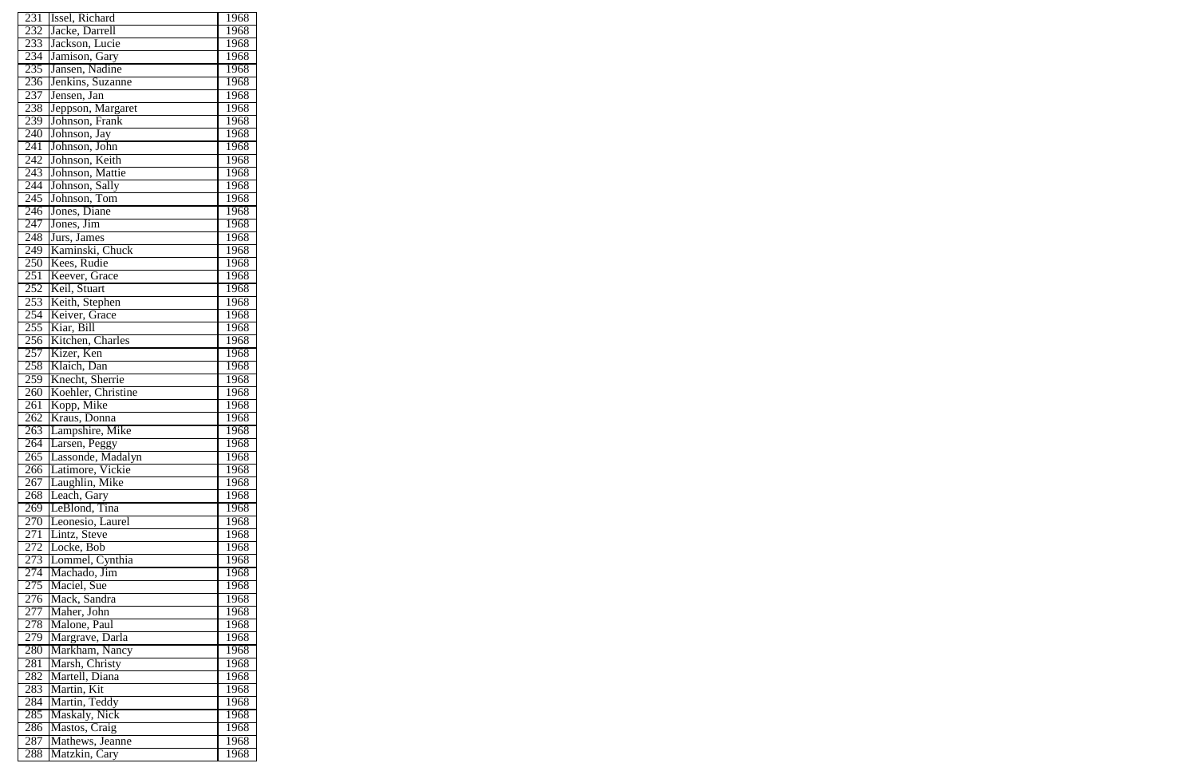| 231 | Issel, Richard | 1968 |
|---|---|---|
| 232 | Jacke, Darrell | 1968 |
| 233 | Jackson, Lucie | 1968 |
| 234 | Jamison, Gary | 1968 |
| 235 | Jansen, Nadine | 1968 |
| 236 | Jenkins, Suzanne | 1968 |
| 237 | Jensen, Jan | 1968 |
| 238 | Jeppson, Margaret | 1968 |
| 239 | Johnson, Frank | 1968 |
| 240 | Johnson, Jay | 1968 |
| 241 | Johnson, John | 1968 |
| 242 | Johnson, Keith | 1968 |
| 243 | Johnson, Mattie | 1968 |
| 244 | Johnson, Sally | 1968 |
| 245 | Johnson, Tom | 1968 |
| 246 | Jones, Diane | 1968 |
| 247 | Jones, Jim | 1968 |
| 248 | Jurs, James | 1968 |
| 249 | Kaminski, Chuck | 1968 |
| 250 | Kees, Rudie | 1968 |
| 251 | Keever, Grace | 1968 |
| 252 | Keil, Stuart | 1968 |
| 253 | Keith, Stephen | 1968 |
| 254 | Keiver, Grace | 1968 |
| 255 | Kiar, Bill | 1968 |
| 256 | Kitchen, Charles | 1968 |
| 257 | Kizer, Ken | 1968 |
| 258 | Klaich, Dan | 1968 |
| 259 | Knecht, Sherrie | 1968 |
| 260 | Koehler, Christine | 1968 |
| 261 | Kopp, Mike | 1968 |
| 262 | Kraus, Donna | 1968 |
| 263 | Lampshire, Mike | 1968 |
| 264 | Larsen, Peggy | 1968 |
| 265 | Lassonde, Madalyn | 1968 |
| 266 | Latimore, Vickie | 1968 |
| 267 | Laughlin, Mike | 1968 |
| 268 | Leach, Gary | 1968 |
| 269 | LeBlond, Tina | 1968 |
| 270 | Leonesio, Laurel | 1968 |
| 271 | Lintz, Steve | 1968 |
| 272 | Locke, Bob | 1968 |
| 273 | Lommel, Cynthia | 1968 |
| 274 | Machado, Jim | 1968 |
| 275 | Maciel, Sue | 1968 |
| 276 | Mack, Sandra | 1968 |
| 277 | Maher, John | 1968 |
| 278 | Malone, Paul | 1968 |
| 279 | Margrave, Darla | 1968 |
| 280 | Markham, Nancy | 1968 |
| 281 | Marsh, Christy | 1968 |
| 282 | Martell, Diana | 1968 |
| 283 | Martin, Kit | 1968 |
| 284 | Martin, Teddy | 1968 |
| 285 | Maskaly, Nick | 1968 |
| 286 | Mastos, Craig | 1968 |
| 287 | Mathews, Jeanne | 1968 |
| 288 | Matzkin, Cary | 1968 |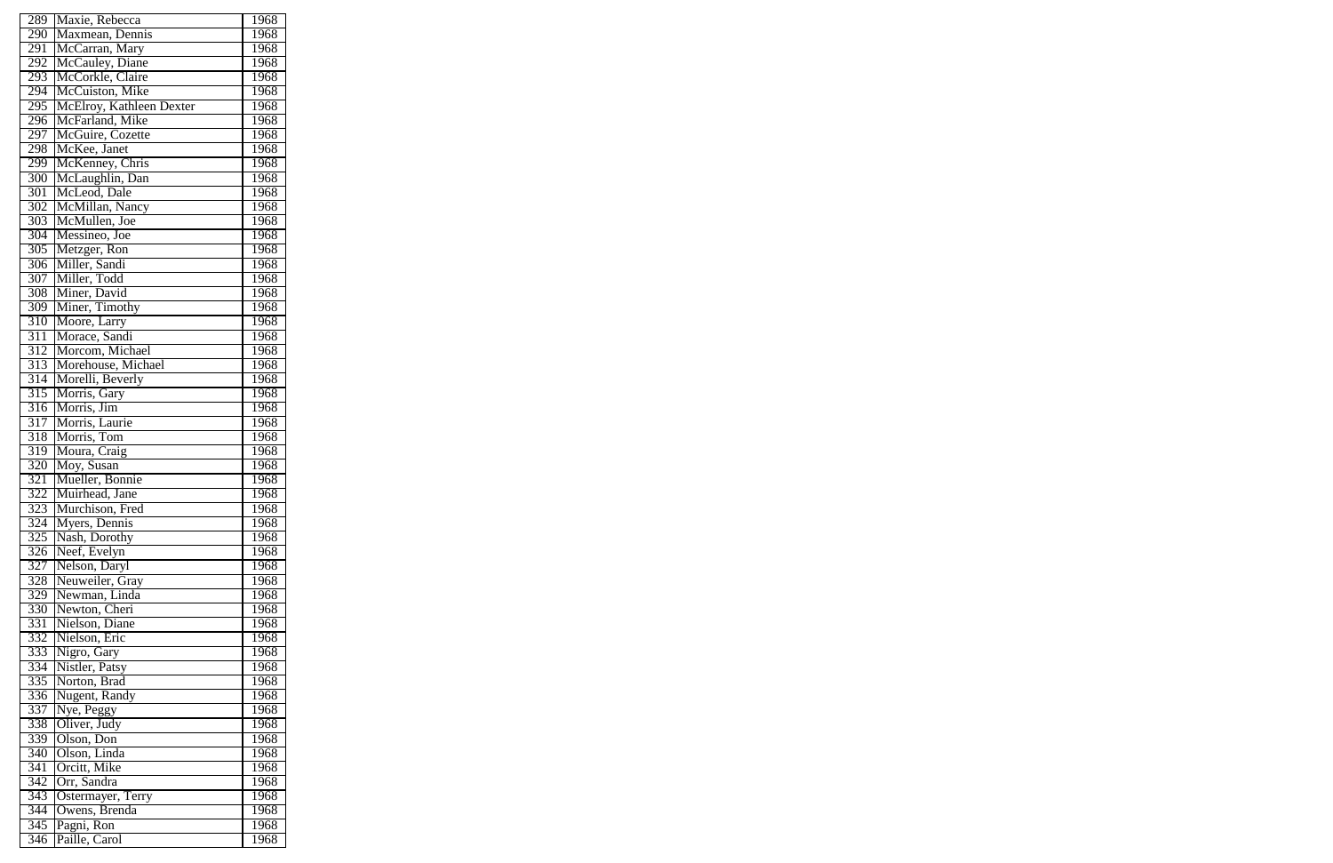| | | |
|---|---|---|
| 289 | Maxie, Rebecca | 1968 |
| 290 | Maxmean, Dennis | 1968 |
| 291 | McCarran, Mary | 1968 |
| 292 | McCauley, Diane | 1968 |
| 293 | McCorkle, Claire | 1968 |
| 294 | McCuiston, Mike | 1968 |
| 295 | McElroy, Kathleen Dexter | 1968 |
| 296 | McFarland, Mike | 1968 |
| 297 | McGuire, Cozette | 1968 |
| 298 | McKee, Janet | 1968 |
| 299 | McKenney, Chris | 1968 |
| 300 | McLaughlin, Dan | 1968 |
| 301 | McLeod, Dale | 1968 |
| 302 | McMillan, Nancy | 1968 |
| 303 | McMullen, Joe | 1968 |
| 304 | Messineo, Joe | 1968 |
| 305 | Metzger, Ron | 1968 |
| 306 | Miller, Sandi | 1968 |
| 307 | Miller, Todd | 1968 |
| 308 | Miner, David | 1968 |
| 309 | Miner, Timothy | 1968 |
| 310 | Moore, Larry | 1968 |
| 311 | Morace, Sandi | 1968 |
| 312 | Morcom, Michael | 1968 |
| 313 | Morehouse, Michael | 1968 |
| 314 | Morelli, Beverly | 1968 |
| 315 | Morris, Gary | 1968 |
| 316 | Morris, Jim | 1968 |
| 317 | Morris, Laurie | 1968 |
| 318 | Morris, Tom | 1968 |
| 319 | Moura, Craig | 1968 |
| 320 | Moy, Susan | 1968 |
| 321 | Mueller, Bonnie | 1968 |
| 322 | Muirhead, Jane | 1968 |
| 323 | Murchison, Fred | 1968 |
| 324 | Myers, Dennis | 1968 |
| 325 | Nash, Dorothy | 1968 |
| 326 | Neef, Evelyn | 1968 |
| 327 | Nelson, Daryl | 1968 |
| 328 | Neuweiler, Gray | 1968 |
| 329 | Newman, Linda | 1968 |
| 330 | Newton, Cheri | 1968 |
| 331 | Nielson, Diane | 1968 |
| 332 | Nielson, Eric | 1968 |
| 333 | Nigro, Gary | 1968 |
| 334 | Nistler, Patsy | 1968 |
| 335 | Norton, Brad | 1968 |
| 336 | Nugent, Randy | 1968 |
| 337 | Nye, Peggy | 1968 |
| 338 | Oliver, Judy | 1968 |
| 339 | Olson, Don | 1968 |
| 340 | Olson, Linda | 1968 |
| 341 | Orcitt, Mike | 1968 |
| 342 | Orr, Sandra | 1968 |
| 343 | Ostermayer, Terry | 1968 |
| 344 | Owens, Brenda | 1968 |
| 345 | Pagni, Ron | 1968 |
| 346 | Paille, Carol | 1968 |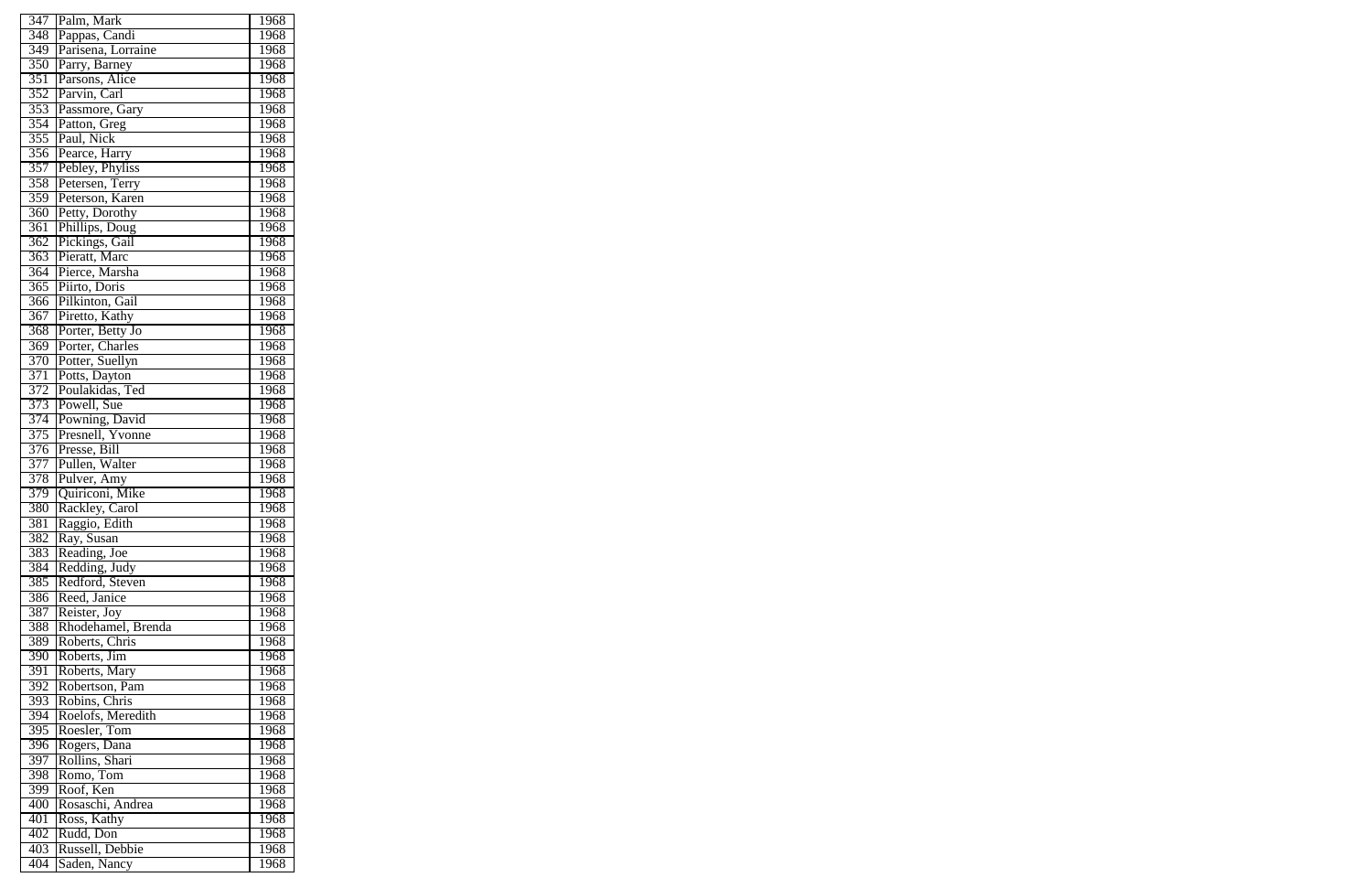| 347 | Palm, Mark | 1968 |
|---|---|---|
| 348 | Pappas, Candi | 1968 |
| 349 | Parisena, Lorraine | 1968 |
| 350 | Parry, Barney | 1968 |
| 351 | Parsons, Alice | 1968 |
| 352 | Parvin, Carl | 1968 |
| 353 | Passmore, Gary | 1968 |
| 354 | Patton, Greg | 1968 |
| 355 | Paul, Nick | 1968 |
| 356 | Pearce, Harry | 1968 |
| 357 | Pebley, Phyliss | 1968 |
| 358 | Petersen, Terry | 1968 |
| 359 | Peterson, Karen | 1968 |
| 360 | Petty, Dorothy | 1968 |
| 361 | Phillips, Doug | 1968 |
| 362 | Pickings, Gail | 1968 |
| 363 | Pieratt, Marc | 1968 |
| 364 | Pierce, Marsha | 1968 |
| 365 | Piirto, Doris | 1968 |
| 366 | Pilkinton, Gail | 1968 |
| 367 | Piretto, Kathy | 1968 |
| 368 | Porter, Betty Jo | 1968 |
| 369 | Porter, Charles | 1968 |
| 370 | Potter, Suellyn | 1968 |
| 371 | Potts, Dayton | 1968 |
| 372 | Poulakidas, Ted | 1968 |
| 373 | Powell, Sue | 1968 |
| 374 | Powning, David | 1968 |
| 375 | Presnell, Yvonne | 1968 |
| 376 | Presse, Bill | 1968 |
| 377 | Pullen, Walter | 1968 |
| 378 | Pulver, Amy | 1968 |
| 379 | Quiriconi, Mike | 1968 |
| 380 | Rackley, Carol | 1968 |
| 381 | Raggio, Edith | 1968 |
| 382 | Ray, Susan | 1968 |
| 383 | Reading, Joe | 1968 |
| 384 | Redding, Judy | 1968 |
| 385 | Redford, Steven | 1968 |
| 386 | Reed, Janice | 1968 |
| 387 | Reister, Joy | 1968 |
| 388 | Rhodehamel, Brenda | 1968 |
| 389 | Roberts, Chris | 1968 |
| 390 | Roberts, Jim | 1968 |
| 391 | Roberts, Mary | 1968 |
| 392 | Robertson, Pam | 1968 |
| 393 | Robins, Chris | 1968 |
| 394 | Roelofs, Meredith | 1968 |
| 395 | Roesler, Tom | 1968 |
| 396 | Rogers, Dana | 1968 |
| 397 | Rollins, Shari | 1968 |
| 398 | Romo, Tom | 1968 |
| 399 | Roof, Ken | 1968 |
| 400 | Rosaschi, Andrea | 1968 |
| 401 | Ross, Kathy | 1968 |
| 402 | Rudd, Don | 1968 |
| 403 | Russell, Debbie | 1968 |
| 404 | Saden, Nancy | 1968 |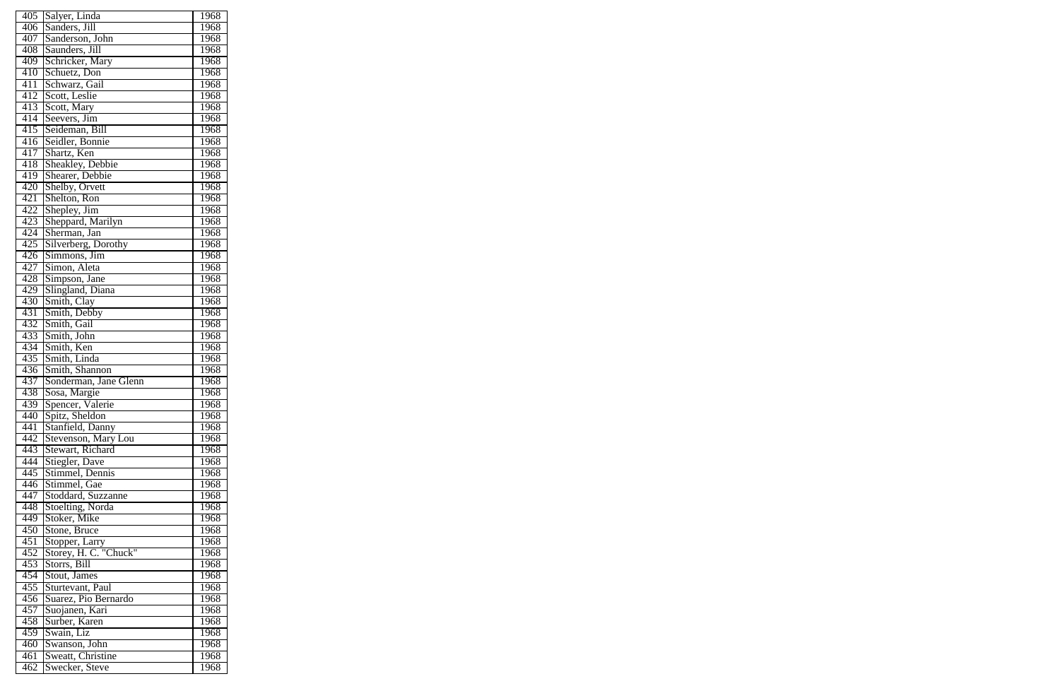| 405 | Salyer, Linda | 1968 |
|---|---|---|
| 406 | Sanders, Jill | 1968 |
| 407 | Sanderson, John | 1968 |
| 408 | Saunders, Jill | 1968 |
| 409 | Schricker, Mary | 1968 |
| 410 | Schuetz, Don | 1968 |
| 411 | Schwarz, Gail | 1968 |
| 412 | Scott, Leslie | 1968 |
| 413 | Scott, Mary | 1968 |
| 414 | Seevers, Jim | 1968 |
| 415 | Seideman, Bill | 1968 |
| 416 | Seidler, Bonnie | 1968 |
| 417 | Shartz, Ken | 1968 |
| 418 | Sheakley, Debbie | 1968 |
| 419 | Shearer, Debbie | 1968 |
| 420 | Shelby, Orvett | 1968 |
| 421 | Shelton, Ron | 1968 |
| 422 | Shepley, Jim | 1968 |
| 423 | Sheppard, Marilyn | 1968 |
| 424 | Sherman, Jan | 1968 |
| 425 | Silverberg, Dorothy | 1968 |
| 426 | Simmons, Jim | 1968 |
| 427 | Simon, Aleta | 1968 |
| 428 | Simpson, Jane | 1968 |
| 429 | Slingland, Diana | 1968 |
| 430 | Smith, Clay | 1968 |
| 431 | Smith, Debby | 1968 |
| 432 | Smith, Gail | 1968 |
| 433 | Smith, John | 1968 |
| 434 | Smith, Ken | 1968 |
| 435 | Smith, Linda | 1968 |
| 436 | Smith, Shannon | 1968 |
| 437 | Sonderman, Jane Glenn | 1968 |
| 438 | Sosa, Margie | 1968 |
| 439 | Spencer, Valerie | 1968 |
| 440 | Spitz, Sheldon | 1968 |
| 441 | Stanfield, Danny | 1968 |
| 442 | Stevenson, Mary Lou | 1968 |
| 443 | Stewart, Richard | 1968 |
| 444 | Stiegler, Dave | 1968 |
| 445 | Stimmel, Dennis | 1968 |
| 446 | Stimmel, Gae | 1968 |
| 447 | Stoddard, Suzzanne | 1968 |
| 448 | Stoelting, Norda | 1968 |
| 449 | Stoker, Mike | 1968 |
| 450 | Stone, Bruce | 1968 |
| 451 | Stopper, Larry | 1968 |
| 452 | Storey, H. C. "Chuck" | 1968 |
| 453 | Storrs, Bill | 1968 |
| 454 | Stout, James | 1968 |
| 455 | Sturtevant, Paul | 1968 |
| 456 | Suarez, Pio Bernardo | 1968 |
| 457 | Suojanen, Kari | 1968 |
| 458 | Surber, Karen | 1968 |
| 459 | Swain, Liz | 1968 |
| 460 | Swanson, John | 1968 |
| 461 | Sweatt, Christine | 1968 |
| 462 | Swecker, Steve | 1968 |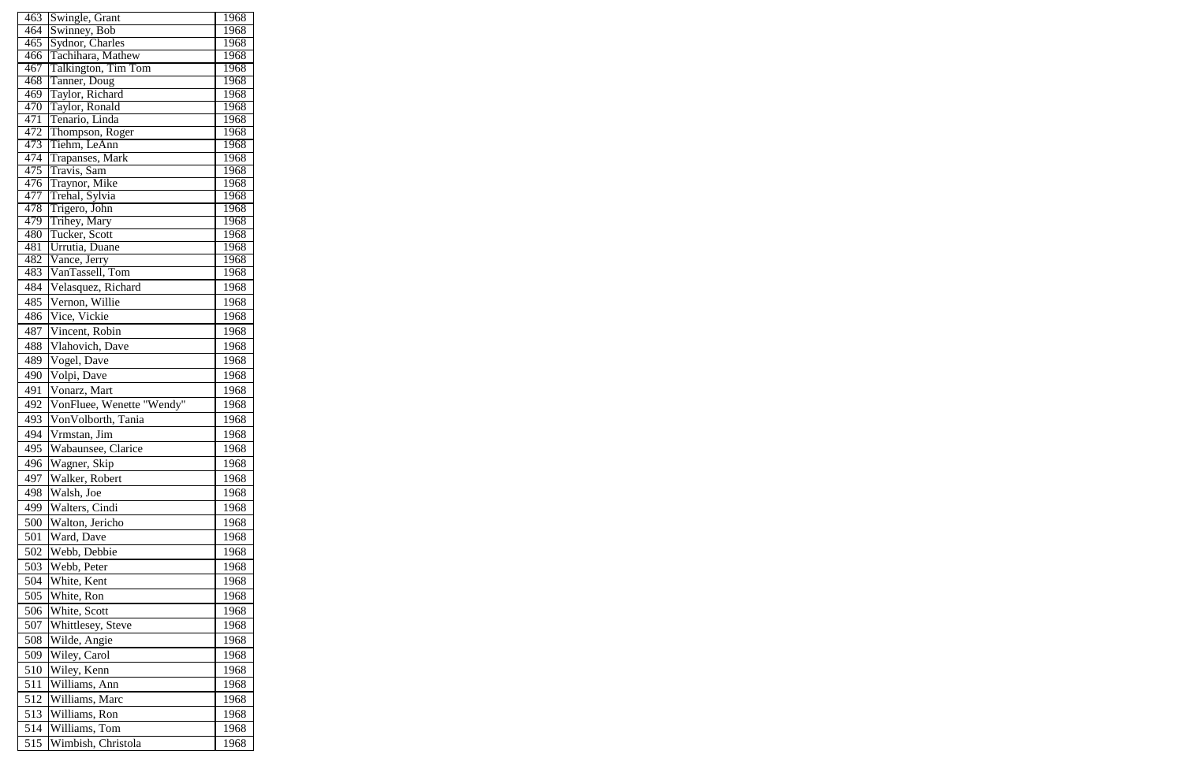| | | |
|---|---|---|
| 463 | Swingle, Grant | 1968 |
| 464 | Swinney, Bob | 1968 |
| 465 | Sydnor, Charles | 1968 |
| 466 | Tachihara, Mathew | 1968 |
| 467 | Talkington, Tim Tom | 1968 |
| 468 | Tanner, Doug | 1968 |
| 469 | Taylor, Richard | 1968 |
| 470 | Taylor, Ronald | 1968 |
| 471 | Tenario, Linda | 1968 |
| 472 | Thompson, Roger | 1968 |
| 473 | Tiehm, LeAnn | 1968 |
| 474 | Trapanses, Mark | 1968 |
| 475 | Travis, Sam | 1968 |
| 476 | Traynor, Mike | 1968 |
| 477 | Trehal, Sylvia | 1968 |
| 478 | Trigero, John | 1968 |
| 479 | Trihey, Mary | 1968 |
| 480 | Tucker, Scott | 1968 |
| 481 | Urrutia, Duane | 1968 |
| 482 | Vance, Jerry | 1968 |
| 483 | VanTassell, Tom | 1968 |
| 484 | Velasquez, Richard | 1968 |
| 485 | Vernon, Willie | 1968 |
| 486 | Vice, Vickie | 1968 |
| 487 | Vincent, Robin | 1968 |
| 488 | Vlahovich, Dave | 1968 |
| 489 | Vogel, Dave | 1968 |
| 490 | Volpi, Dave | 1968 |
| 491 | Vonarz, Mart | 1968 |
| 492 | VonFluee, Wenette "Wendy" | 1968 |
| 493 | VonVolborth, Tania | 1968 |
| 494 | Vrmstan, Jim | 1968 |
| 495 | Wabaunsee, Clarice | 1968 |
| 496 | Wagner, Skip | 1968 |
| 497 | Walker, Robert | 1968 |
| 498 | Walsh, Joe | 1968 |
| 499 | Walters, Cindi | 1968 |
| 500 | Walton, Jericho | 1968 |
| 501 | Ward, Dave | 1968 |
| 502 | Webb, Debbie | 1968 |
| 503 | Webb, Peter | 1968 |
| 504 | White, Kent | 1968 |
| 505 | White, Ron | 1968 |
| 506 | White, Scott | 1968 |
| 507 | Whittlesey, Steve | 1968 |
| 508 | Wilde, Angie | 1968 |
| 509 | Wiley, Carol | 1968 |
| 510 | Wiley, Kenn | 1968 |
| 511 | Williams, Ann | 1968 |
| 512 | Williams, Marc | 1968 |
| 513 | Williams, Ron | 1968 |
| 514 | Williams, Tom | 1968 |
| 515 | Wimbish, Christola | 1968 |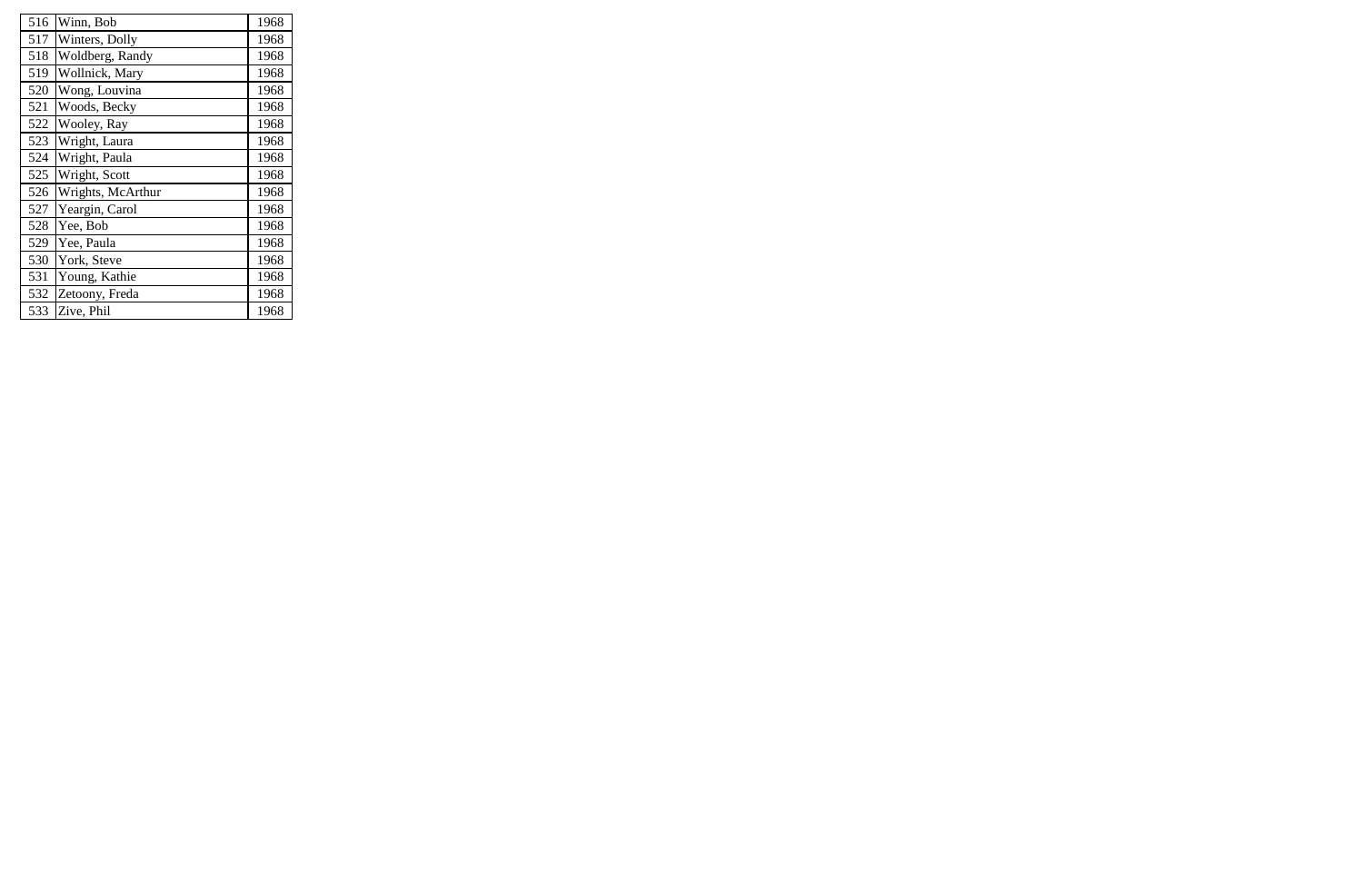| | | |
|---|---|---|
| 516 | Winn, Bob | 1968 |
| 517 | Winters, Dolly | 1968 |
| 518 | Woldberg, Randy | 1968 |
| 519 | Wollnick, Mary | 1968 |
| 520 | Wong, Louvina | 1968 |
| 521 | Woods, Becky | 1968 |
| 522 | Wooley, Ray | 1968 |
| 523 | Wright, Laura | 1968 |
| 524 | Wright, Paula | 1968 |
| 525 | Wright, Scott | 1968 |
| 526 | Wrights, McArthur | 1968 |
| 527 | Yeargin, Carol | 1968 |
| 528 | Yee, Bob | 1968 |
| 529 | Yee, Paula | 1968 |
| 530 | York, Steve | 1968 |
| 531 | Young, Kathie | 1968 |
| 532 | Zetoony, Freda | 1968 |
| 533 | Zive, Phil | 1968 |